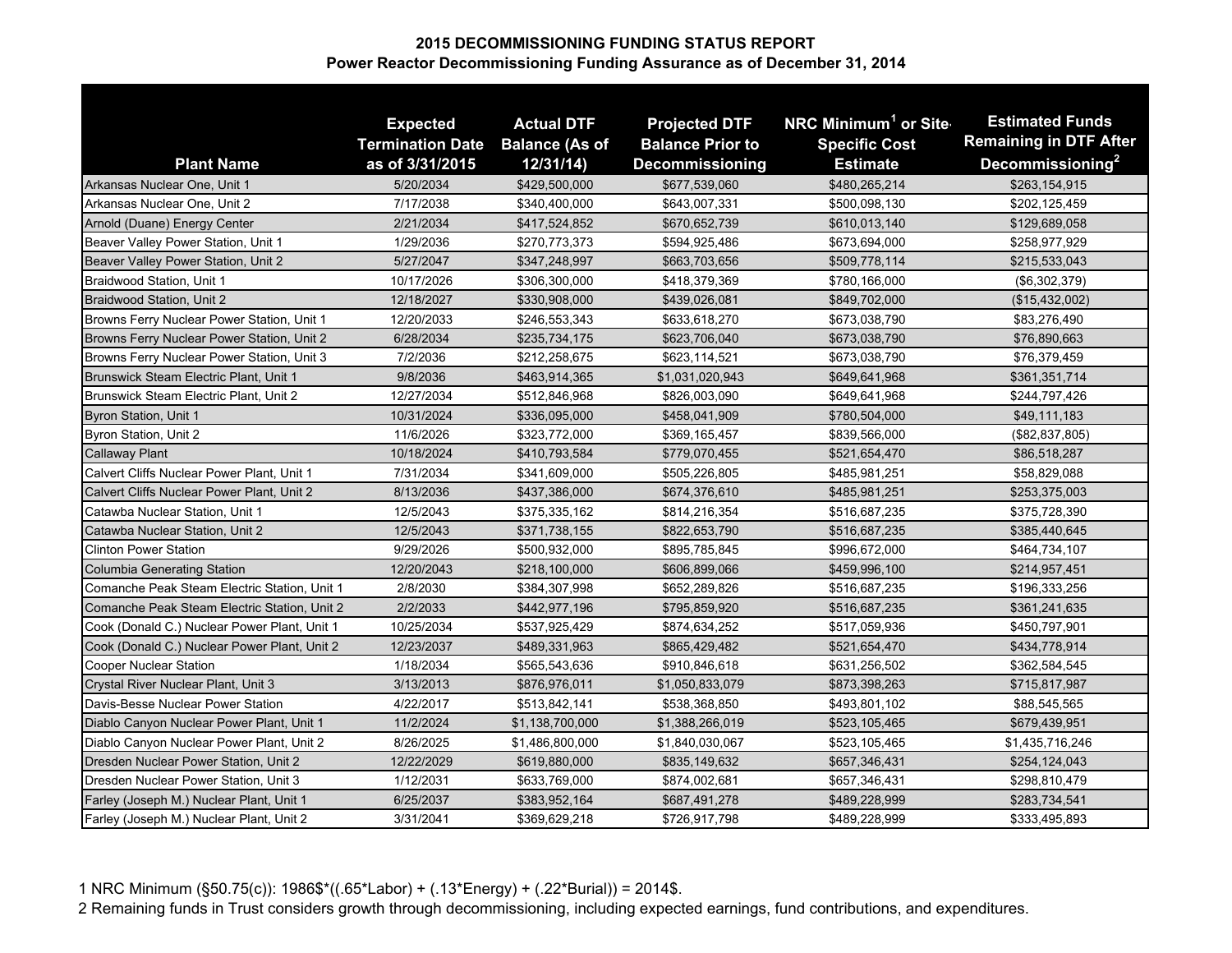# 2015 DECOMMISSIONING FUNDING STATUS REPORT

## Power Reactor Decommissioning Funding Assurance as of December 31, 2014

| Plant Name | Expected Termination Date as of 3/31/2015 | Actual DTF Balance (As of 12/31/14) | Projected DTF Balance Prior to Decommissioning | NRC Minimum[1] or Site-Specific Cost Estimate | Estimated Funds Remaining in DTF After Decommissioning[2] |
|---|---|---|---|---|---|
| Arkansas Nuclear One, Unit 1 | 5/20/2034 | $429,500,000 | $677,539,060 | $480,265,214 | $263,154,915 |
| Arkansas Nuclear One, Unit 2 | 7/17/2038 | $340,400,000 | $643,007,331 | $500,098,130 | $202,125,459 |
| Arnold (Duane) Energy Center | 2/21/2034 | $417,524,852 | $670,652,739 | $610,013,140 | $129,689,058 |
| Beaver Valley Power Station, Unit 1 | 1/29/2036 | $270,773,373 | $594,925,486 | $673,694,000 | $258,977,929 |
| Beaver Valley Power Station, Unit 2 | 5/27/2047 | $347,248,997 | $663,703,656 | $509,778,114 | $215,533,043 |
| Braidwood Station, Unit 1 | 10/17/2026 | $306,300,000 | $418,379,369 | $780,166,000 | ($6,302,379) |
| Braidwood Station, Unit 2 | 12/18/2027 | $330,908,000 | $439,026,081 | $849,702,000 | ($15,432,002) |
| Browns Ferry Nuclear Power Station, Unit 1 | 12/20/2033 | $246,553,343 | $633,618,270 | $673,038,790 | $83,276,490 |
| Browns Ferry Nuclear Power Station, Unit 2 | 6/28/2034 | $235,734,175 | $623,706,040 | $673,038,790 | $76,890,663 |
| Browns Ferry Nuclear Power Station, Unit 3 | 7/2/2036 | $212,258,675 | $623,114,521 | $673,038,790 | $76,379,459 |
| Brunswick Steam Electric Plant, Unit 1 | 9/8/2036 | $463,914,365 | $1,031,020,943 | $649,641,968 | $361,351,714 |
| Brunswick Steam Electric Plant, Unit 2 | 12/27/2034 | $512,846,968 | $826,003,090 | $649,641,968 | $244,797,426 |
| Byron Station, Unit 1 | 10/31/2024 | $336,095,000 | $458,041,909 | $780,504,000 | $49,111,183 |
| Byron Station, Unit 2 | 11/6/2026 | $323,772,000 | $369,165,457 | $839,566,000 | ($82,837,805) |
| Callaway Plant | 10/18/2024 | $410,793,584 | $779,070,455 | $521,654,470 | $86,518,287 |
| Calvert Cliffs Nuclear Power Plant, Unit 1 | 7/31/2034 | $341,609,000 | $505,226,805 | $485,981,251 | $58,829,088 |
| Calvert Cliffs Nuclear Power Plant, Unit 2 | 8/13/2036 | $437,386,000 | $674,376,610 | $485,981,251 | $253,375,003 |
| Catawba Nuclear Station, Unit 1 | 12/5/2043 | $375,335,162 | $814,216,354 | $516,687,235 | $375,728,390 |
| Catawba Nuclear Station, Unit 2 | 12/5/2043 | $371,738,155 | $822,653,790 | $516,687,235 | $385,440,645 |
| Clinton Power Station | 9/29/2026 | $500,932,000 | $895,785,845 | $996,672,000 | $464,734,107 |
| Columbia Generating Station | 12/20/2043 | $218,100,000 | $606,899,066 | $459,996,100 | $214,957,451 |
| Comanche Peak Steam Electric Station, Unit 1 | 2/8/2030 | $384,307,998 | $652,289,826 | $516,687,235 | $196,333,256 |
| Comanche Peak Steam Electric Station, Unit 2 | 2/2/2033 | $442,977,196 | $795,859,920 | $516,687,235 | $361,241,635 |
| Cook (Donald C.) Nuclear Power Plant, Unit 1 | 10/25/2034 | $537,925,429 | $874,634,252 | $517,059,936 | $450,797,901 |
| Cook (Donald C.) Nuclear Power Plant, Unit 2 | 12/23/2037 | $489,331,963 | $865,429,482 | $521,654,470 | $434,778,914 |
| Cooper Nuclear Station | 1/18/2034 | $565,543,636 | $910,846,618 | $631,256,502 | $362,584,545 |
| Crystal River Nuclear Plant, Unit 3 | 3/13/2013 | $876,976,011 | $1,050,833,079 | $873,398,263 | $715,817,987 |
| Davis-Besse Nuclear Power Station | 4/22/2017 | $513,842,141 | $538,368,850 | $493,801,102 | $88,545,565 |
| Diablo Canyon Nuclear Power Plant, Unit 1 | 11/2/2024 | $1,138,700,000 | $1,388,266,019 | $523,105,465 | $679,439,951 |
| Diablo Canyon Nuclear Power Plant, Unit 2 | 8/26/2025 | $1,486,800,000 | $1,840,030,067 | $523,105,465 | $1,435,716,246 |
| Dresden Nuclear Power Station, Unit 2 | 12/22/2029 | $619,880,000 | $835,149,632 | $657,346,431 | $254,124,043 |
| Dresden Nuclear Power Station, Unit 3 | 1/12/2031 | $633,769,000 | $874,002,681 | $657,346,431 | $298,810,479 |
| Farley (Joseph M.) Nuclear Plant, Unit 1 | 6/25/2037 | $383,952,164 | $687,491,278 | $489,228,999 | $283,734,541 |
| Farley (Joseph M.) Nuclear Plant, Unit 2 | 3/31/2041 | $369,629,218 | $726,917,798 | $489,228,999 | $333,495,893 |

1 NRC Minimum (§50.75(c)): 1986$*((.65*Labor) + (.13*Energy) + (.22*Burial)) = 2014$.

2 Remaining funds in Trust considers growth through decommissioning, including expected earnings, fund contributions, and expenditures.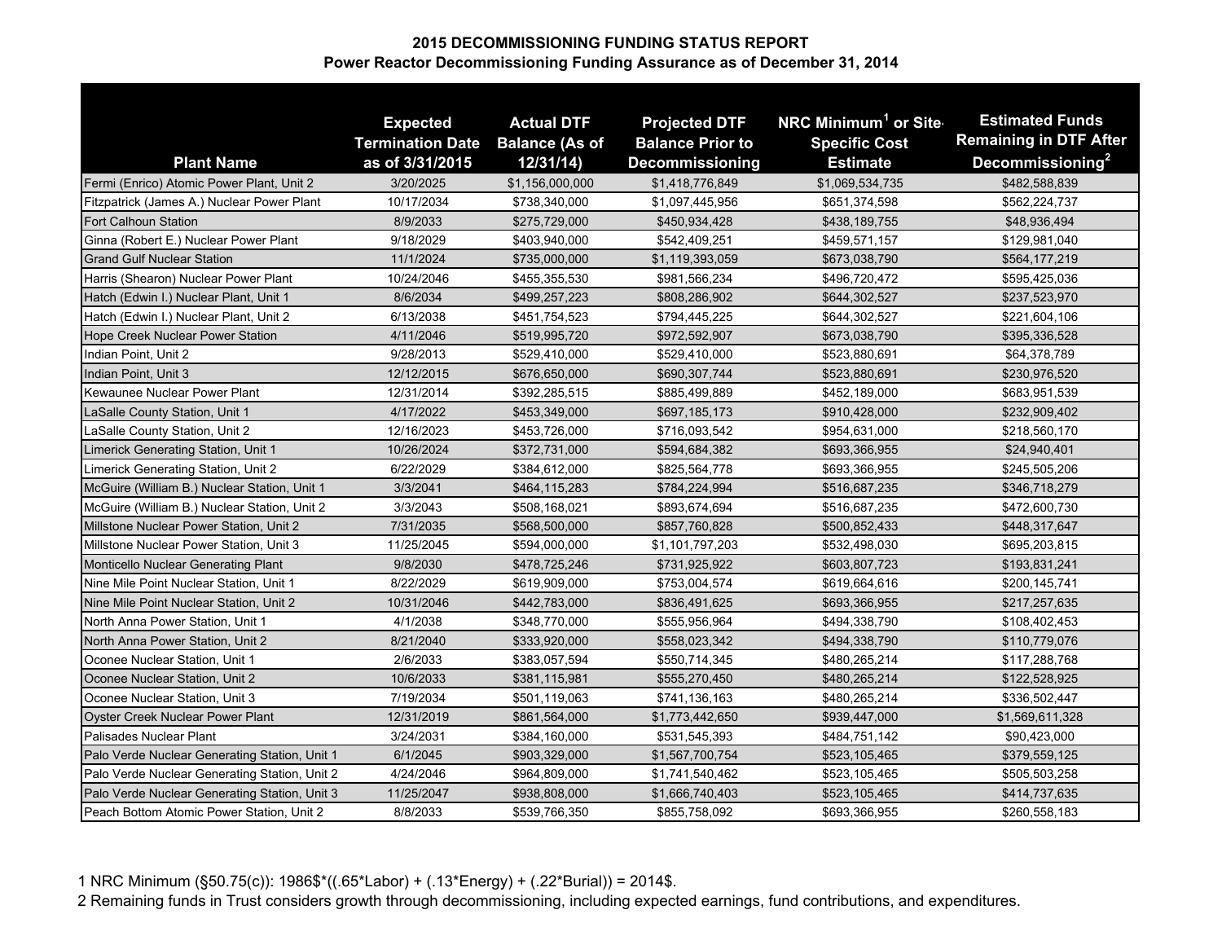**2015 DECOMMISSIONING FUNDING STATUS REPORT**
**Power Reactor Decommissioning Funding Assurance as of December 31, 2014**

| Plant Name | Expected Termination Date as of 3/31/2015 | Actual DTF Balance (As of 12/31/14) | Projected DTF Balance Prior to Decommissioning | NRC Minimum[1] or Site-Specific Cost Estimate | Estimated Funds Remaining in DTF After Decommissioning[2] |
|---|---|---|---|---|---|
| Fermi (Enrico) Atomic Power Plant, Unit 2 | 3/20/2025 | $1,156,000,000 | $1,418,776,849 | $1,069,534,735 | $482,588,839 |
| Fitzpatrick (James A.) Nuclear Power Plant | 10/17/2034 | $738,340,000 | $1,097,445,956 | $651,374,598 | $562,224,737 |
| Fort Calhoun Station | 8/9/2033 | $275,729,000 | $450,934,428 | $438,189,755 | $48,936,494 |
| Ginna (Robert E.) Nuclear Power Plant | 9/18/2029 | $403,940,000 | $542,409,251 | $459,571,157 | $129,981,040 |
| Grand Gulf Nuclear Station | 11/1/2024 | $735,000,000 | $1,119,393,059 | $673,038,790 | $564,177,219 |
| Harris (Shearon) Nuclear Power Plant | 10/24/2046 | $455,355,530 | $981,566,234 | $496,720,472 | $595,425,036 |
| Hatch (Edwin I.) Nuclear Plant, Unit 1 | 8/6/2034 | $499,257,223 | $808,286,902 | $644,302,527 | $237,523,970 |
| Hatch (Edwin I.) Nuclear Plant, Unit 2 | 6/13/2038 | $451,754,523 | $794,445,225 | $644,302,527 | $221,604,106 |
| Hope Creek Nuclear Power Station | 4/11/2046 | $519,995,720 | $972,592,907 | $673,038,790 | $395,336,528 |
| Indian Point, Unit 2 | 9/28/2013 | $529,410,000 | $529,410,000 | $523,880,691 | $64,378,789 |
| Indian Point, Unit 3 | 12/12/2015 | $676,650,000 | $690,307,744 | $523,880,691 | $230,976,520 |
| Kewaunee Nuclear Power Plant | 12/31/2014 | $392,285,515 | $885,499,889 | $452,189,000 | $683,951,539 |
| LaSalle County Station, Unit 1 | 4/17/2022 | $453,349,000 | $697,185,173 | $910,428,000 | $232,909,402 |
| LaSalle County Station, Unit 2 | 12/16/2023 | $453,726,000 | $716,093,542 | $954,631,000 | $218,560,170 |
| Limerick Generating Station, Unit 1 | 10/26/2024 | $372,731,000 | $594,684,382 | $693,366,955 | $24,940,401 |
| Limerick Generating Station, Unit 2 | 6/22/2029 | $384,612,000 | $825,564,778 | $693,366,955 | $245,505,206 |
| McGuire (William B.) Nuclear Station, Unit 1 | 3/3/2041 | $464,115,283 | $784,224,994 | $516,687,235 | $346,718,279 |
| McGuire (William B.) Nuclear Station, Unit 2 | 3/3/2043 | $508,168,021 | $893,674,694 | $516,687,235 | $472,600,730 |
| Millstone Nuclear Power Station, Unit 2 | 7/31/2035 | $568,500,000 | $857,760,828 | $500,852,433 | $448,317,647 |
| Millstone Nuclear Power Station, Unit 3 | 11/25/2045 | $594,000,000 | $1,101,797,203 | $532,498,030 | $695,203,815 |
| Monticello Nuclear Generating Plant | 9/8/2030 | $478,725,246 | $731,925,922 | $603,807,723 | $193,831,241 |
| Nine Mile Point Nuclear Station, Unit 1 | 8/22/2029 | $619,909,000 | $753,004,574 | $619,664,616 | $200,145,741 |
| Nine Mile Point Nuclear Station, Unit 2 | 10/31/2046 | $442,783,000 | $836,491,625 | $693,366,955 | $217,257,635 |
| North Anna Power Station, Unit 1 | 4/1/2038 | $348,770,000 | $555,956,964 | $494,338,790 | $108,402,453 |
| North Anna Power Station, Unit 2 | 8/21/2040 | $333,920,000 | $558,023,342 | $494,338,790 | $110,779,076 |
| Oconee Nuclear Station, Unit 1 | 2/6/2033 | $383,057,594 | $550,714,345 | $480,265,214 | $117,288,768 |
| Oconee Nuclear Station, Unit 2 | 10/6/2033 | $381,115,981 | $555,270,450 | $480,265,214 | $122,528,925 |
| Oconee Nuclear Station, Unit 3 | 7/19/2034 | $501,119,063 | $741,136,163 | $480,265,214 | $336,502,447 |
| Oyster Creek Nuclear Power Plant | 12/31/2019 | $861,564,000 | $1,773,442,650 | $939,447,000 | $1,569,611,328 |
| Palisades Nuclear Plant | 3/24/2031 | $384,160,000 | $531,545,393 | $484,751,142 | $90,423,000 |
| Palo Verde Nuclear Generating Station, Unit 1 | 6/1/2045 | $903,329,000 | $1,567,700,754 | $523,105,465 | $379,559,125 |
| Palo Verde Nuclear Generating Station, Unit 2 | 4/24/2046 | $964,809,000 | $1,741,540,462 | $523,105,465 | $505,503,258 |
| Palo Verde Nuclear Generating Station, Unit 3 | 11/25/2047 | $938,808,000 | $1,666,740,403 | $523,105,465 | $414,737,635 |
| Peach Bottom Atomic Power Station, Unit 2 | 8/8/2033 | $539,766,350 | $855,758,092 | $693,366,955 | $260,558,183 |

1 NRC Minimum (§50.75(c)): 1986$*((.65*Labor) + (.13*Energy) + (.22*Burial)) = 2014$.

2 Remaining funds in Trust considers growth through decommissioning, including expected earnings, fund contributions, and expenditures.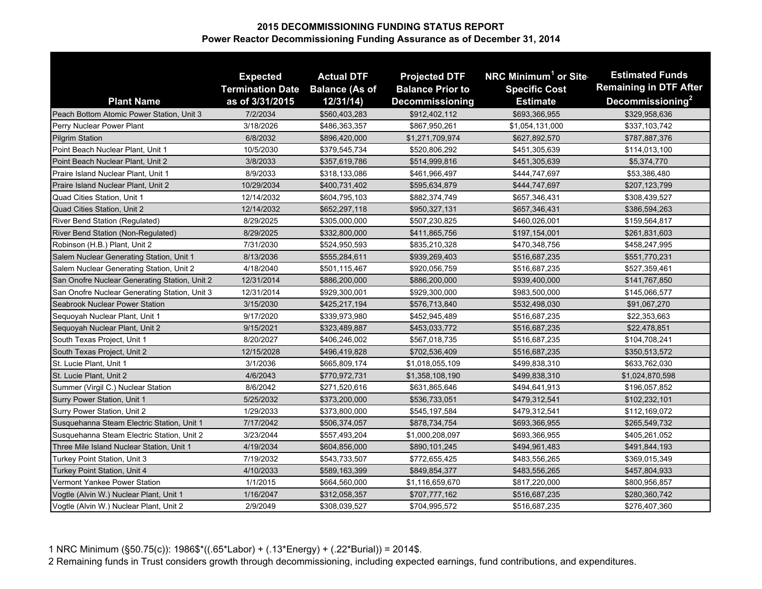**2015 DECOMMISSIONING FUNDING STATUS REPORT**
**Power Reactor Decommissioning Funding Assurance as of December 31, 2014**

| Plant Name | Expected Termination Date as of 3/31/2015 | Actual DTF Balance (As of 12/31/14) | Projected DTF Balance Prior to Decommissioning | NRC Minimum[1] or Site-Specific Cost Estimate | Estimated Funds Remaining in DTF After Decommissioning[2] |
|---|---|---|---|---|---|
| Peach Bottom Atomic Power Station, Unit 3 | 7/2/2034 | $560,403,283 | $912,402,112 | $693,366,955 | $329,958,636 |
| Perry Nuclear Power Plant | 3/18/2026 | $486,363,357 | $867,950,261 | $1,054,131,000 | $337,103,742 |
| Pilgrim Station | 6/8/2032 | $896,420,000 | $1,271,709,974 | $627,892,570 | $787,887,376 |
| Point Beach Nuclear Plant, Unit 1 | 10/5/2030 | $379,545,734 | $520,806,292 | $451,305,639 | $114,013,100 |
| Point Beach Nuclear Plant, Unit 2 | 3/8/2033 | $357,619,786 | $514,999,816 | $451,305,639 | $5,374,770 |
| Praire Island Nuclear Plant, Unit 1 | 8/9/2033 | $318,133,086 | $461,966,497 | $444,747,697 | $53,386,480 |
| Praire Island Nuclear Plant, Unit 2 | 10/29/2034 | $400,731,402 | $595,634,879 | $444,747,697 | $207,123,799 |
| Quad Cities Station, Unit 1 | 12/14/2032 | $604,795,103 | $882,374,749 | $657,346,431 | $308,439,527 |
| Quad Cities Station, Unit 2 | 12/14/2032 | $652,297,118 | $950,327,131 | $657,346,431 | $386,594,263 |
| River Bend Station (Regulated) | 8/29/2025 | $305,000,000 | $507,230,825 | $460,026,001 | $159,564,817 |
| River Bend Station (Non-Regulated) | 8/29/2025 | $332,800,000 | $411,865,756 | $197,154,001 | $261,831,603 |
| Robinson (H.B.) Plant, Unit 2 | 7/31/2030 | $524,950,593 | $835,210,328 | $470,348,756 | $458,247,995 |
| Salem Nuclear Generating Station, Unit 1 | 8/13/2036 | $555,284,611 | $939,269,403 | $516,687,235 | $551,770,231 |
| Salem Nuclear Generating Station, Unit 2 | 4/18/2040 | $501,115,467 | $920,056,759 | $516,687,235 | $527,359,461 |
| San Onofre Nuclear Generating Station, Unit 2 | 12/31/2014 | $886,200,000 | $886,200,000 | $939,400,000 | $141,767,850 |
| San Onofre Nuclear Generating Station, Unit 3 | 12/31/2014 | $929,300,001 | $929,300,000 | $983,500,000 | $145,066,577 |
| Seabrook Nuclear Power Station | 3/15/2030 | $425,217,194 | $576,713,840 | $532,498,030 | $91,067,270 |
| Sequoyah Nuclear Plant, Unit 1 | 9/17/2020 | $339,973,980 | $452,945,489 | $516,687,235 | $22,353,663 |
| Sequoyah Nuclear Plant, Unit 2 | 9/15/2021 | $323,489,887 | $453,033,772 | $516,687,235 | $22,478,851 |
| South Texas Project, Unit 1 | 8/20/2027 | $406,246,002 | $567,018,735 | $516,687,235 | $104,708,241 |
| South Texas Project, Unit 2 | 12/15/2028 | $496,419,828 | $702,536,409 | $516,687,235 | $350,513,572 |
| St. Lucie Plant, Unit 1 | 3/1/2036 | $665,809,174 | $1,018,055,109 | $499,838,310 | $633,762,030 |
| St. Lucie Plant, Unit 2 | 4/6/2043 | $770,972,731 | $1,358,108,190 | $499,838,310 | $1,024,870,598 |
| Summer (Virgil C.) Nuclear Station | 8/6/2042 | $271,520,616 | $631,865,646 | $494,641,913 | $196,057,852 |
| Surry Power Station, Unit 1 | 5/25/2032 | $373,200,000 | $536,733,051 | $479,312,541 | $102,232,101 |
| Surry Power Station, Unit 2 | 1/29/2033 | $373,800,000 | $545,197,584 | $479,312,541 | $112,169,072 |
| Susquehanna Steam Electric Station, Unit 1 | 7/17/2042 | $506,374,057 | $878,734,754 | $693,366,955 | $265,549,732 |
| Susquehanna Steam Electric Station, Unit 2 | 3/23/2044 | $557,493,204 | $1,000,208,097 | $693,366,955 | $405,261,052 |
| Three Mile Island Nuclear Station, Unit 1 | 4/19/2034 | $604,856,000 | $890,101,245 | $494,961,483 | $491,844,193 |
| Turkey Point Station, Unit 3 | 7/19/2032 | $543,733,507 | $772,655,425 | $483,556,265 | $369,015,349 |
| Turkey Point Station, Unit 4 | 4/10/2033 | $589,163,399 | $849,854,377 | $483,556,265 | $457,804,933 |
| Vermont Yankee Power Station | 1/1/2015 | $664,560,000 | $1,116,659,670 | $817,220,000 | $800,956,857 |
| Vogtle (Alvin W.) Nuclear Plant, Unit 1 | 1/16/2047 | $312,058,357 | $707,777,162 | $516,687,235 | $280,360,742 |
| Vogtle (Alvin W.) Nuclear Plant, Unit 2 | 2/9/2049 | $308,039,527 | $704,995,572 | $516,687,235 | $276,407,360 |

1 NRC Minimum (§50.75(c)): 1986$*((.65*Labor) + (.13*Energy) + (.22*Burial)) = 2014$.

2 Remaining funds in Trust considers growth through decommissioning, including expected earnings, fund contributions, and expenditures.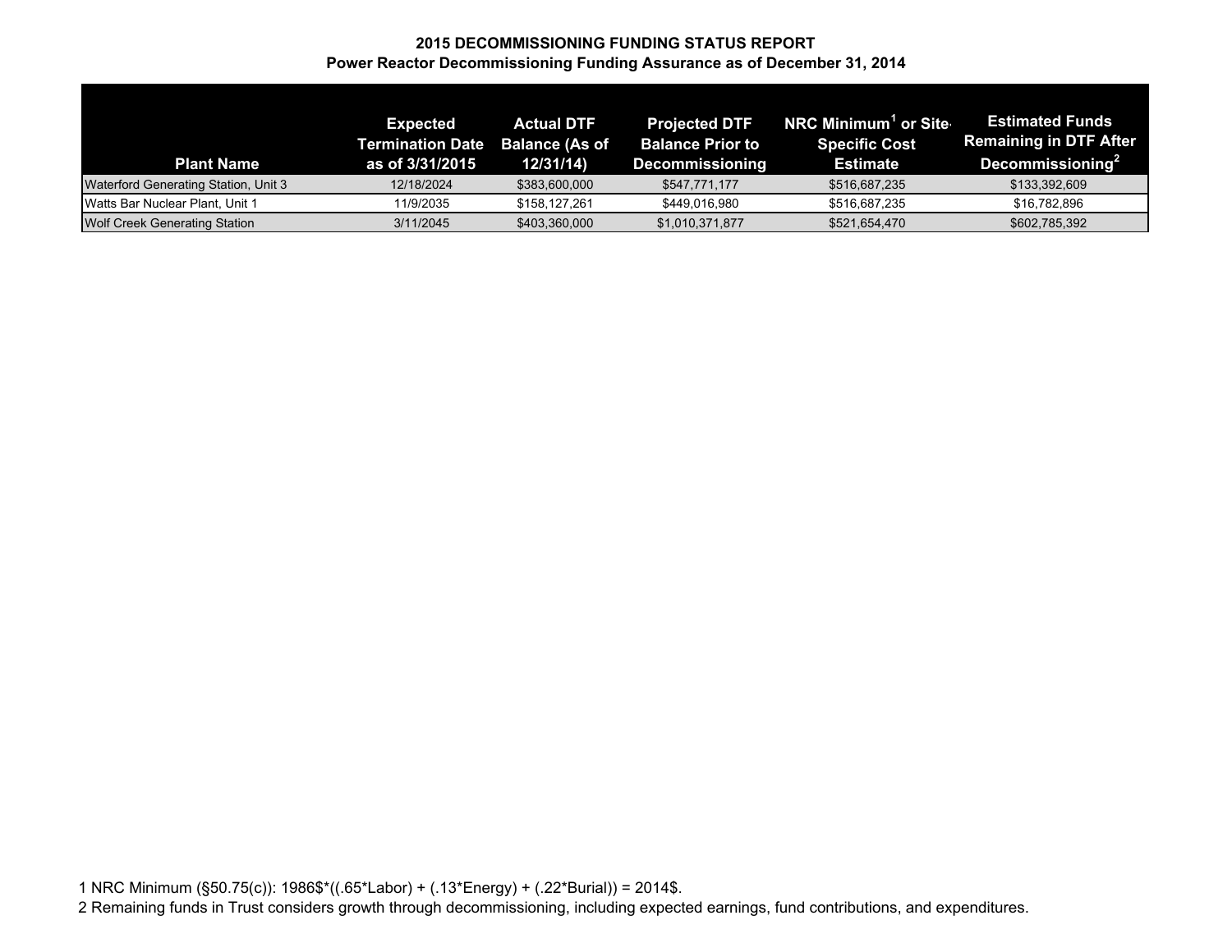**2015 DECOMMISSIONING FUNDING STATUS REPORT**
**Power Reactor Decommissioning Funding Assurance as of December 31, 2014**

| Plant Name | Expected Termination Date as of 3/31/2015 | Actual DTF Balance (As of 12/31/14) | Projected DTF Balance Prior to Decommissioning | NRC Minimum[1] or Site-Specific Cost Estimate | Estimated Funds Remaining in DTF After Decommissioning[2] |
|---|---|---|---|---|---|
| Waterford Generating Station, Unit 3 | 12/18/2024 | $383,600,000 | $547,771,177 | $516,687,235 | $133,392,609 |
| Watts Bar Nuclear Plant, Unit 1 | 11/9/2035 | $158,127,261 | $449,016,980 | $516,687,235 | $16,782,896 |
| Wolf Creek Generating Station | 3/11/2045 | $403,360,000 | $1,010,371,877 | $521,654,470 | $602,785,392 |

1 NRC Minimum (§50.75(c)): 1986$*((.65*Labor) + (.13*Energy) + (.22*Burial)) = 2014$.

2 Remaining funds in Trust considers growth through decommissioning, including expected earnings, fund contributions, and expenditures.